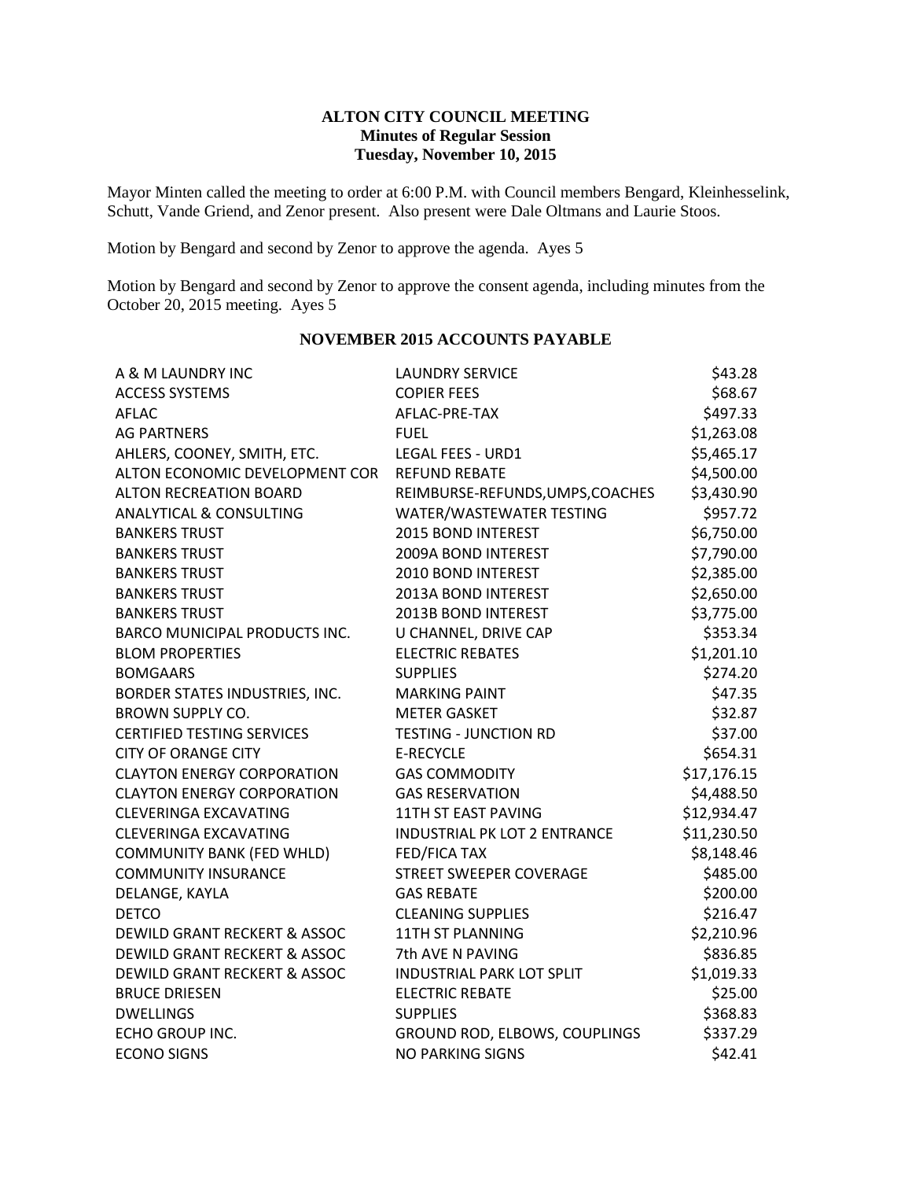**ALTON CITY COUNCIL MEETING**
**Minutes of Regular Session**
**Tuesday, November 10, 2015**

Mayor Minten called the meeting to order at 6:00 P.M. with Council members Bengard, Kleinhesselink, Schutt, Vande Griend, and Zenor present. Also present were Dale Oltmans and Laurie Stoos.

Motion by Bengard and second by Zenor to approve the agenda. Ayes 5

Motion by Bengard and second by Zenor to approve the consent agenda, including minutes from the October 20, 2015 meeting. Ayes 5

**NOVEMBER 2015 ACCOUNTS PAYABLE**

| | | |
|---|---|---|
| A & M LAUNDRY INC | LAUNDRY SERVICE | $43.28 |
| ACCESS SYSTEMS | COPIER FEES | $68.67 |
| AFLAC | AFLAC-PRE-TAX | $497.33 |
| AG PARTNERS | FUEL | $1,263.08 |
| AHLERS, COONEY, SMITH, ETC. | LEGAL FEES - URD1 | $5,465.17 |
| ALTON ECONOMIC DEVELOPMENT COR | REFUND REBATE | $4,500.00 |
| ALTON RECREATION BOARD | REIMBURSE-REFUNDS,UMPS,COACHES | $3,430.90 |
| ANALYTICAL & CONSULTING | WATER/WASTEWATER TESTING | $957.72 |
| BANKERS TRUST | 2015 BOND INTEREST | $6,750.00 |
| BANKERS TRUST | 2009A BOND INTEREST | $7,790.00 |
| BANKERS TRUST | 2010 BOND INTEREST | $2,385.00 |
| BANKERS TRUST | 2013A BOND INTEREST | $2,650.00 |
| BANKERS TRUST | 2013B BOND INTEREST | $3,775.00 |
| BARCO MUNICIPAL PRODUCTS INC. | U CHANNEL, DRIVE CAP | $353.34 |
| BLOM PROPERTIES | ELECTRIC REBATES | $1,201.10 |
| BOMGAARS | SUPPLIES | $274.20 |
| BORDER STATES INDUSTRIES, INC. | MARKING PAINT | $47.35 |
| BROWN SUPPLY CO. | METER GASKET | $32.87 |
| CERTIFIED TESTING SERVICES | TESTING - JUNCTION RD | $37.00 |
| CITY OF ORANGE CITY | E-RECYCLE | $654.31 |
| CLAYTON ENERGY CORPORATION | GAS COMMODITY | $17,176.15 |
| CLAYTON ENERGY CORPORATION | GAS RESERVATION | $4,488.50 |
| CLEVERINGA EXCAVATING | 11TH ST EAST PAVING | $12,934.47 |
| CLEVERINGA EXCAVATING | INDUSTRIAL PK LOT 2 ENTRANCE | $11,230.50 |
| COMMUNITY BANK (FED WHLD) | FED/FICA TAX | $8,148.46 |
| COMMUNITY INSURANCE | STREET SWEEPER COVERAGE | $485.00 |
| DELANGE, KAYLA | GAS REBATE | $200.00 |
| DETCO | CLEANING SUPPLIES | $216.47 |
| DEWILD GRANT RECKERT & ASSOC | 11TH ST PLANNING | $2,210.96 |
| DEWILD GRANT RECKERT & ASSOC | 7th AVE N PAVING | $836.85 |
| DEWILD GRANT RECKERT & ASSOC | INDUSTRIAL PARK LOT SPLIT | $1,019.33 |
| BRUCE DRIESEN | ELECTRIC REBATE | $25.00 |
| DWELLINGS | SUPPLIES | $368.83 |
| ECHO GROUP INC. | GROUND ROD, ELBOWS, COUPLINGS | $337.29 |
| ECONO SIGNS | NO PARKING SIGNS | $42.41 |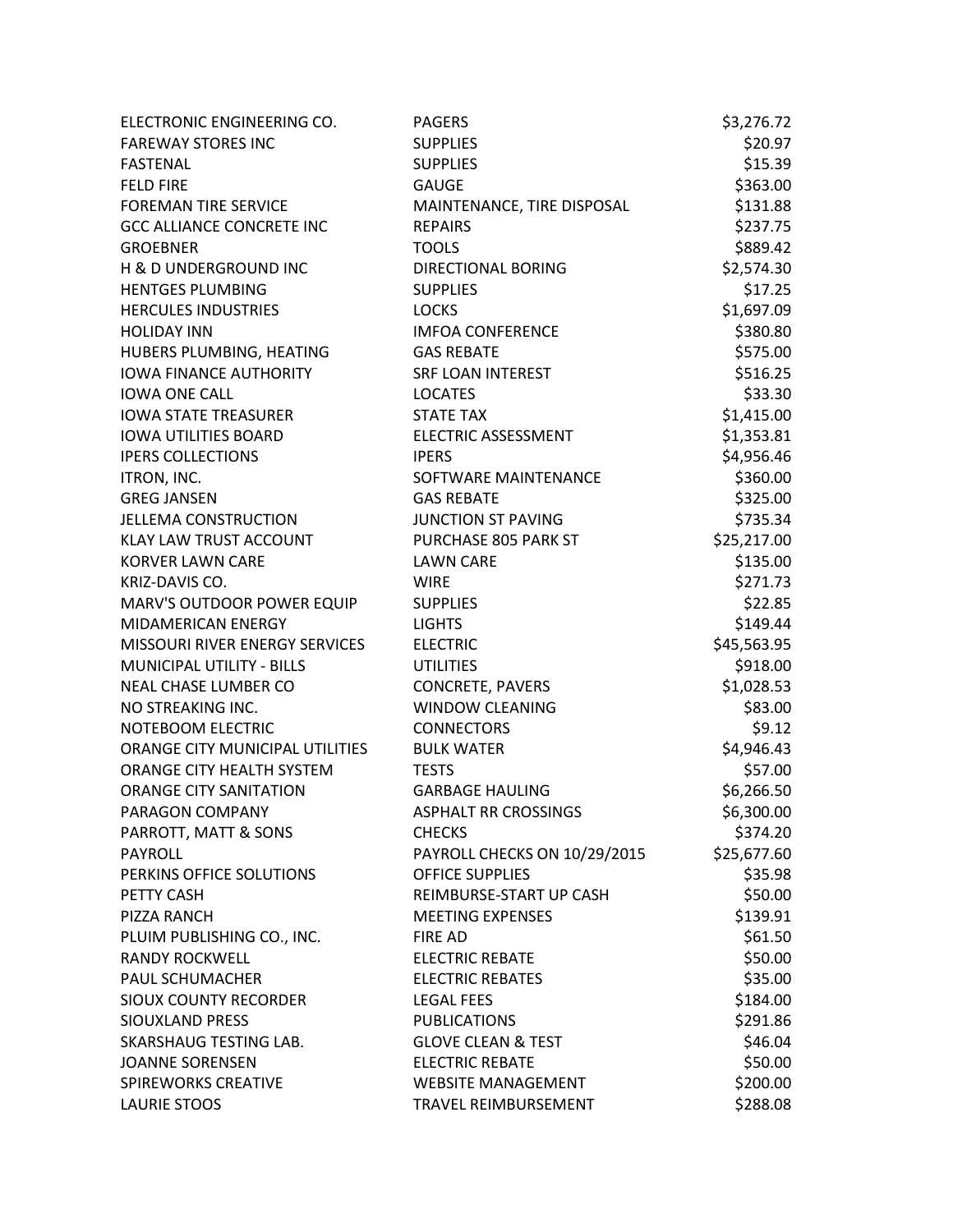| | | |
|---|---|---|
| ELECTRONIC ENGINEERING CO. | PAGERS | $3,276.72 |
| FAREWAY STORES INC | SUPPLIES | $20.97 |
| FASTENAL | SUPPLIES | $15.39 |
| FELD FIRE | GAUGE | $363.00 |
| FOREMAN TIRE SERVICE | MAINTENANCE, TIRE DISPOSAL | $131.88 |
| GCC ALLIANCE CONCRETE INC | REPAIRS | $237.75 |
| GROEBNER | TOOLS | $889.42 |
| H & D UNDERGROUND INC | DIRECTIONAL BORING | $2,574.30 |
| HENTGES PLUMBING | SUPPLIES | $17.25 |
| HERCULES INDUSTRIES | LOCKS | $1,697.09 |
| HOLIDAY INN | IMFOA CONFERENCE | $380.80 |
| HUBERS PLUMBING, HEATING | GAS REBATE | $575.00 |
| IOWA FINANCE AUTHORITY | SRF LOAN INTEREST | $516.25 |
| IOWA ONE CALL | LOCATES | $33.30 |
| IOWA STATE TREASURER | STATE TAX | $1,415.00 |
| IOWA UTILITIES BOARD | ELECTRIC ASSESSMENT | $1,353.81 |
| IPERS COLLECTIONS | IPERS | $4,956.46 |
| ITRON, INC. | SOFTWARE MAINTENANCE | $360.00 |
| GREG JANSEN | GAS REBATE | $325.00 |
| JELLEMA CONSTRUCTION | JUNCTION ST PAVING | $735.34 |
| KLAY LAW TRUST ACCOUNT | PURCHASE 805 PARK ST | $25,217.00 |
| KORVER LAWN CARE | LAWN CARE | $135.00 |
| KRIZ-DAVIS CO. | WIRE | $271.73 |
| MARV'S OUTDOOR POWER EQUIP | SUPPLIES | $22.85 |
| MIDAMERICAN ENERGY | LIGHTS | $149.44 |
| MISSOURI RIVER ENERGY SERVICES | ELECTRIC | $45,563.95 |
| MUNICIPAL UTILITY - BILLS | UTILITIES | $918.00 |
| NEAL CHASE LUMBER CO | CONCRETE, PAVERS | $1,028.53 |
| NO STREAKING INC. | WINDOW CLEANING | $83.00 |
| NOTEBOOM ELECTRIC | CONNECTORS | $9.12 |
| ORANGE CITY MUNICIPAL UTILITIES | BULK WATER | $4,946.43 |
| ORANGE CITY HEALTH SYSTEM | TESTS | $57.00 |
| ORANGE CITY SANITATION | GARBAGE HAULING | $6,266.50 |
| PARAGON COMPANY | ASPHALT RR CROSSINGS | $6,300.00 |
| PARROTT, MATT & SONS | CHECKS | $374.20 |
| PAYROLL | PAYROLL CHECKS ON 10/29/2015 | $25,677.60 |
| PERKINS OFFICE SOLUTIONS | OFFICE SUPPLIES | $35.98 |
| PETTY CASH | REIMBURSE-START UP CASH | $50.00 |
| PIZZA RANCH | MEETING EXPENSES | $139.91 |
| PLUIM PUBLISHING CO., INC. | FIRE AD | $61.50 |
| RANDY ROCKWELL | ELECTRIC REBATE | $50.00 |
| PAUL SCHUMACHER | ELECTRIC REBATES | $35.00 |
| SIOUX COUNTY RECORDER | LEGAL FEES | $184.00 |
| SIOUXLAND PRESS | PUBLICATIONS | $291.86 |
| SKARSHAUG TESTING LAB. | GLOVE CLEAN & TEST | $46.04 |
| JOANNE SORENSEN | ELECTRIC REBATE | $50.00 |
| SPIREWORKS CREATIVE | WEBSITE MANAGEMENT | $200.00 |
| LAURIE STOOS | TRAVEL REIMBURSEMENT | $288.08 |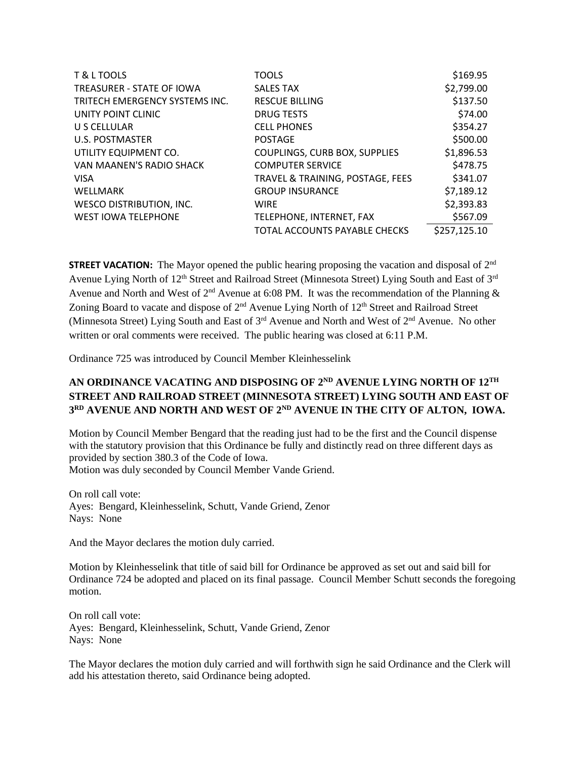| | | |
|---|---|---|
| T & L TOOLS | TOOLS | $169.95 |
| TREASURER - STATE OF IOWA | SALES TAX | $2,799.00 |
| TRITECH EMERGENCY SYSTEMS INC. | RESCUE BILLING | $137.50 |
| UNITY POINT CLINIC | DRUG TESTS | $74.00 |
| U S CELLULAR | CELL PHONES | $354.27 |
| U.S. POSTMASTER | POSTAGE | $500.00 |
| UTILITY EQUIPMENT CO. | COUPLINGS, CURB BOX, SUPPLIES | $1,896.53 |
| VAN MAANEN'S RADIO SHACK | COMPUTER SERVICE | $478.75 |
| VISA | TRAVEL & TRAINING, POSTAGE, FEES | $341.07 |
| WELLMARK | GROUP INSURANCE | $7,189.12 |
| WESCO DISTRIBUTION, INC. | WIRE | $2,393.83 |
| WEST IOWA TELEPHONE | TELEPHONE, INTERNET, FAX | $567.09 |
| | TOTAL ACCOUNTS PAYABLE CHECKS | $257,125.10 |

**STREET VACATION:** The Mayor opened the public hearing proposing the vacation and disposal of 2nd Avenue Lying North of 12th Street and Railroad Street (Minnesota Street) Lying South and East of 3rd Avenue and North and West of 2nd Avenue at 6:08 PM. It was the recommendation of the Planning & Zoning Board to vacate and dispose of 2nd Avenue Lying North of 12th Street and Railroad Street (Minnesota Street) Lying South and East of 3rd Avenue and North and West of 2nd Avenue. No other written or oral comments were received. The public hearing was closed at 6:11 P.M.

Ordinance 725 was introduced by Council Member Kleinhesselink

**AN ORDINANCE VACATING AND DISPOSING OF 2ND AVENUE LYING NORTH OF 12TH STREET AND RAILROAD STREET (MINNESOTA STREET) LYING SOUTH AND EAST OF 3RD AVENUE AND NORTH AND WEST OF 2ND AVENUE IN THE CITY OF ALTON, IOWA.**

Motion by Council Member Bengard that the reading just had to be the first and the Council dispense with the statutory provision that this Ordinance be fully and distinctly read on three different days as provided by section 380.3 of the Code of Iowa.
Motion was duly seconded by Council Member Vande Griend.

On roll call vote:
Ayes: Bengard, Kleinhesselink, Schutt, Vande Griend, Zenor
Nays: None

And the Mayor declares the motion duly carried.

Motion by Kleinhesselink that title of said bill for Ordinance be approved as set out and said bill for Ordinance 724 be adopted and placed on its final passage. Council Member Schutt seconds the foregoing motion.

On roll call vote:
Ayes: Bengard, Kleinhesselink, Schutt, Vande Griend, Zenor
Nays: None

The Mayor declares the motion duly carried and will forthwith sign he said Ordinance and the Clerk will add his attestation thereto, said Ordinance being adopted.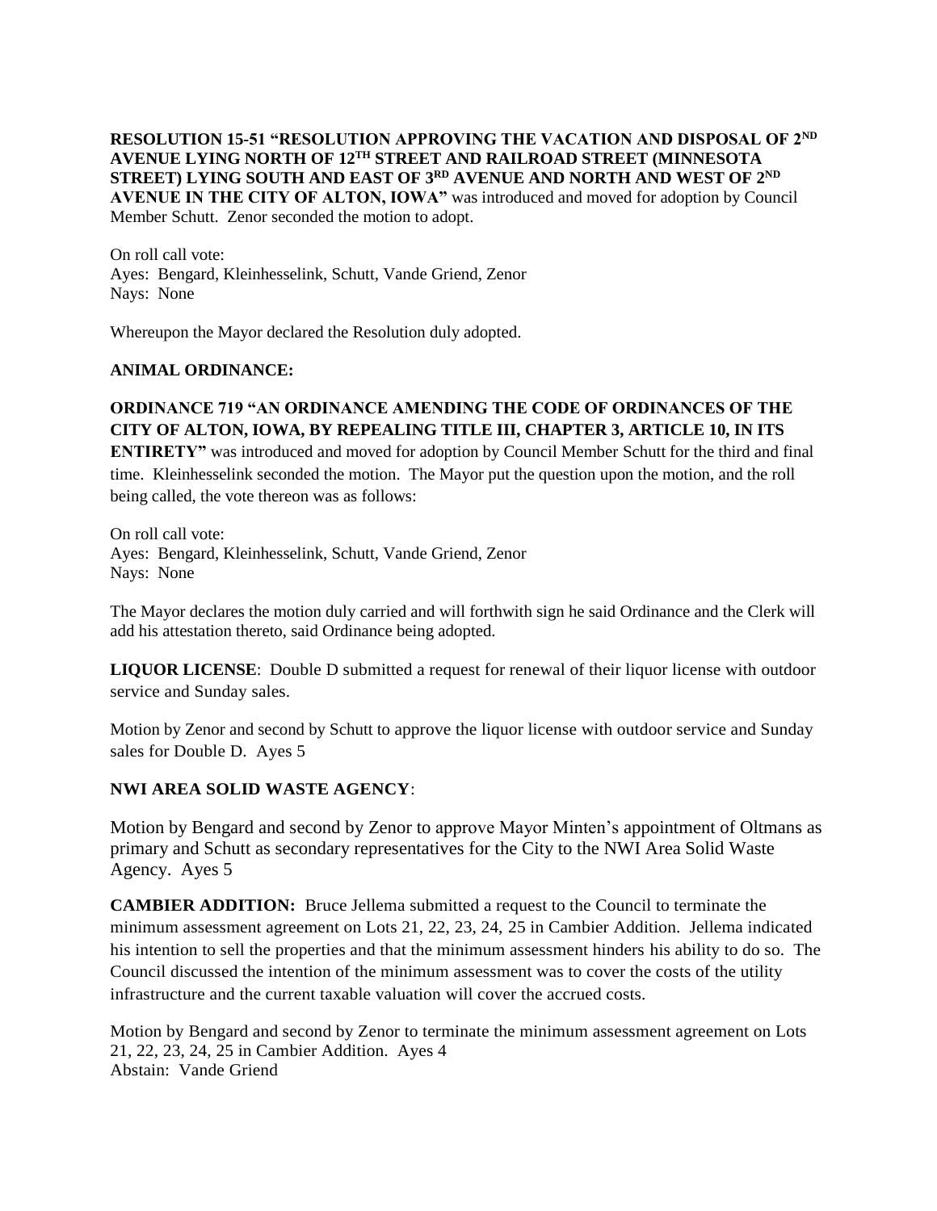**RESOLUTION 15-51 "RESOLUTION APPROVING THE VACATION AND DISPOSAL OF 2ND AVENUE LYING NORTH OF 12TH STREET AND RAILROAD STREET (MINNESOTA STREET) LYING SOUTH AND EAST OF 3RD AVENUE AND NORTH AND WEST OF 2ND AVENUE IN THE CITY OF ALTON, IOWA"** was introduced and moved for adoption by Council Member Schutt. Zenor seconded the motion to adopt.

On roll call vote:
Ayes: Bengard, Kleinhesselink, Schutt, Vande Griend, Zenor
Nays: None

Whereupon the Mayor declared the Resolution duly adopted.

**ANIMAL ORDINANCE:**

**ORDINANCE 719 "AN ORDINANCE AMENDING THE CODE OF ORDINANCES OF THE CITY OF ALTON, IOWA, BY REPEALING TITLE III, CHAPTER 3, ARTICLE 10, IN ITS ENTIRETY"** was introduced and moved for adoption by Council Member Schutt for the third and final time. Kleinhesselink seconded the motion. The Mayor put the question upon the motion, and the roll being called, the vote thereon was as follows:

On roll call vote:
Ayes: Bengard, Kleinhesselink, Schutt, Vande Griend, Zenor
Nays: None

The Mayor declares the motion duly carried and will forthwith sign he said Ordinance and the Clerk will add his attestation thereto, said Ordinance being adopted.

**LIQUOR LICENSE**: Double D submitted a request for renewal of their liquor license with outdoor service and Sunday sales.

Motion by Zenor and second by Schutt to approve the liquor license with outdoor service and Sunday sales for Double D. Ayes 5

**NWI AREA SOLID WASTE AGENCY**:

Motion by Bengard and second by Zenor to approve Mayor Minten's appointment of Oltmans as primary and Schutt as secondary representatives for the City to the NWI Area Solid Waste Agency. Ayes 5

**CAMBIER ADDITION:** Bruce Jellema submitted a request to the Council to terminate the minimum assessment agreement on Lots 21, 22, 23, 24, 25 in Cambier Addition. Jellema indicated his intention to sell the properties and that the minimum assessment hinders his ability to do so. The Council discussed the intention of the minimum assessment was to cover the costs of the utility infrastructure and the current taxable valuation will cover the accrued costs.

Motion by Bengard and second by Zenor to terminate the minimum assessment agreement on Lots 21, 22, 23, 24, 25 in Cambier Addition. Ayes 4
Abstain: Vande Griend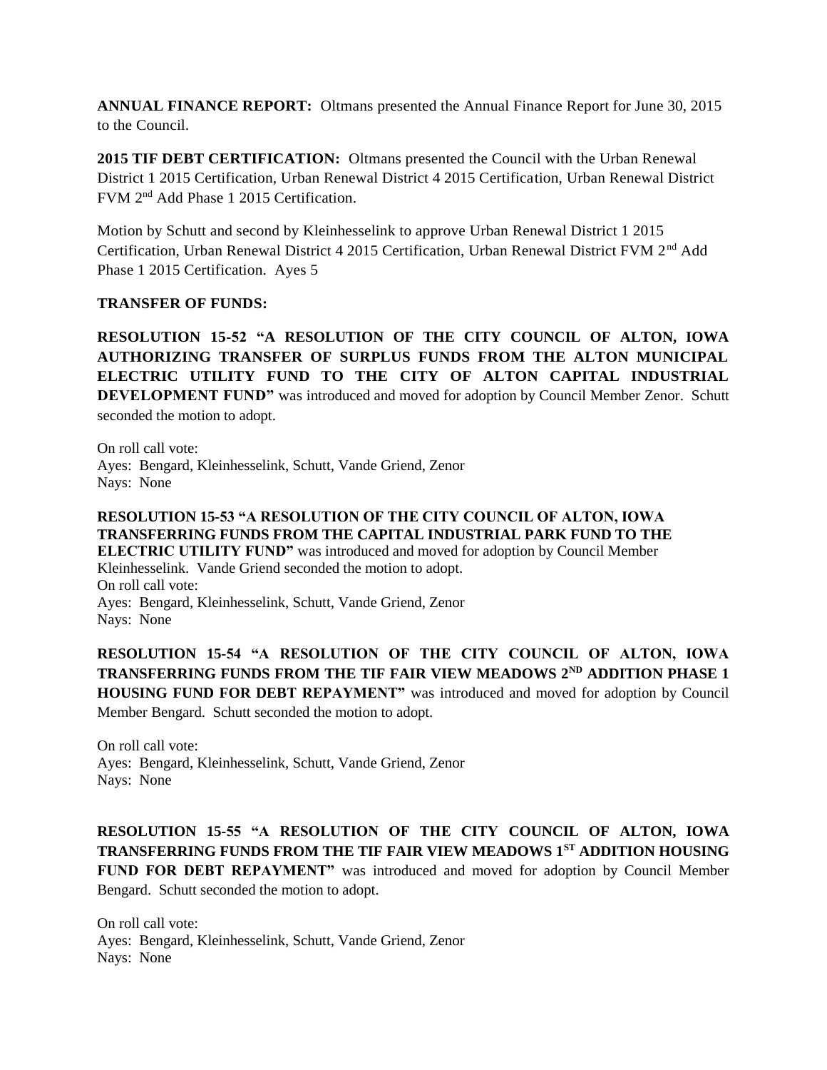**ANNUAL FINANCE REPORT:** Oltmans presented the Annual Finance Report for June 30, 2015 to the Council.

**2015 TIF DEBT CERTIFICATION:** Oltmans presented the Council with the Urban Renewal District 1 2015 Certification, Urban Renewal District 4 2015 Certification, Urban Renewal District FVM 2nd Add Phase 1 2015 Certification.

Motion by Schutt and second by Kleinhesselink to approve Urban Renewal District 1 2015 Certification, Urban Renewal District 4 2015 Certification, Urban Renewal District FVM 2nd Add Phase 1 2015 Certification. Ayes 5

**TRANSFER OF FUNDS:**

**RESOLUTION 15-52 "A RESOLUTION OF THE CITY COUNCIL OF ALTON, IOWA AUTHORIZING TRANSFER OF SURPLUS FUNDS FROM THE ALTON MUNICIPAL ELECTRIC UTILITY FUND TO THE CITY OF ALTON CAPITAL INDUSTRIAL DEVELOPMENT FUND"** was introduced and moved for adoption by Council Member Zenor. Schutt seconded the motion to adopt.

On roll call vote:
Ayes: Bengard, Kleinhesselink, Schutt, Vande Griend, Zenor
Nays: None

**RESOLUTION 15-53 "A RESOLUTION OF THE CITY COUNCIL OF ALTON, IOWA TRANSFERRING FUNDS FROM THE CAPITAL INDUSTRIAL PARK FUND TO THE ELECTRIC UTILITY FUND"** was introduced and moved for adoption by Council Member Kleinhesselink. Vande Griend seconded the motion to adopt.
On roll call vote:
Ayes: Bengard, Kleinhesselink, Schutt, Vande Griend, Zenor
Nays: None

**RESOLUTION 15-54 "A RESOLUTION OF THE CITY COUNCIL OF ALTON, IOWA TRANSFERRING FUNDS FROM THE TIF FAIR VIEW MEADOWS 2ND ADDITION PHASE 1 HOUSING FUND FOR DEBT REPAYMENT"** was introduced and moved for adoption by Council Member Bengard. Schutt seconded the motion to adopt.

On roll call vote:
Ayes: Bengard, Kleinhesselink, Schutt, Vande Griend, Zenor
Nays: None

**RESOLUTION 15-55 "A RESOLUTION OF THE CITY COUNCIL OF ALTON, IOWA TRANSFERRING FUNDS FROM THE TIF FAIR VIEW MEADOWS 1ST ADDITION HOUSING FUND FOR DEBT REPAYMENT"** was introduced and moved for adoption by Council Member Bengard. Schutt seconded the motion to adopt.

On roll call vote:
Ayes: Bengard, Kleinhesselink, Schutt, Vande Griend, Zenor
Nays: None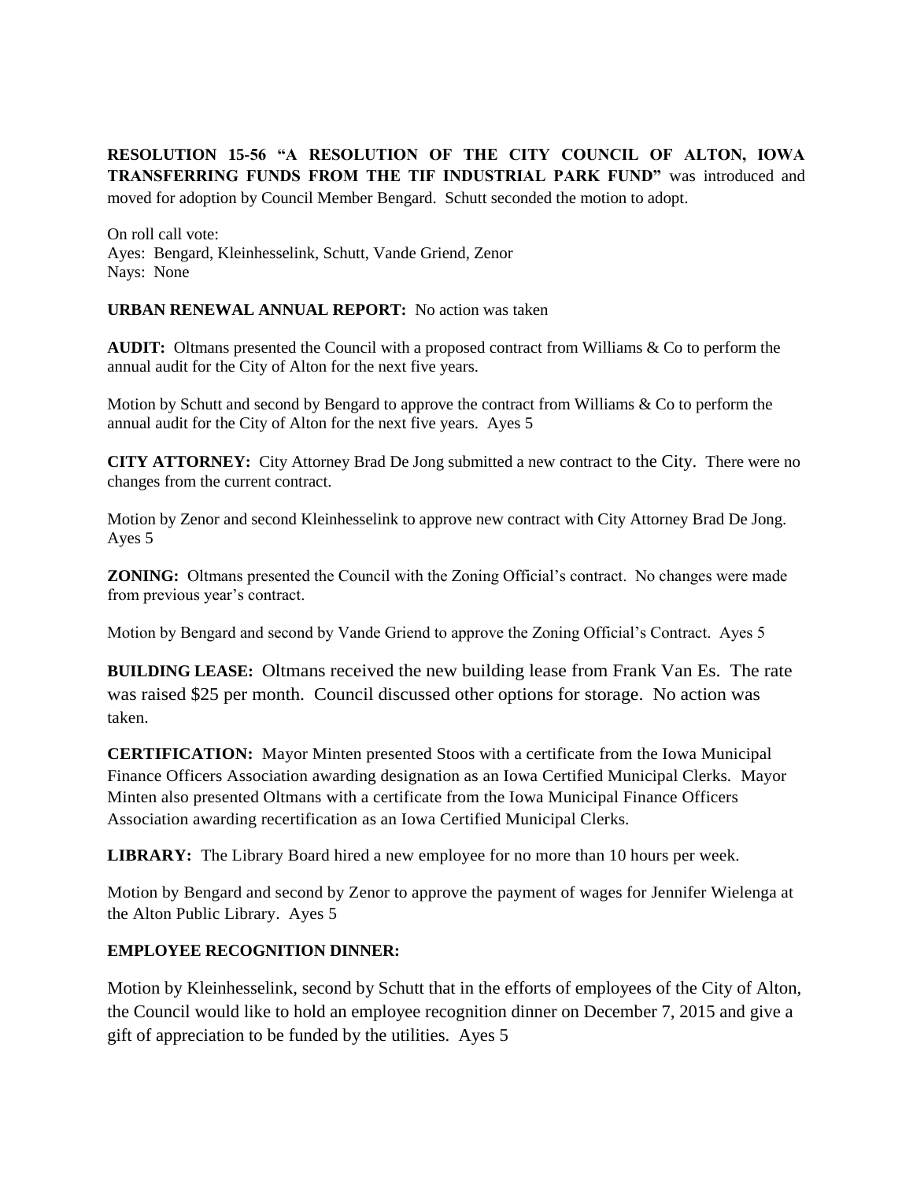**RESOLUTION 15-56 "A RESOLUTION OF THE CITY COUNCIL OF ALTON, IOWA TRANSFERRING FUNDS FROM THE TIF INDUSTRIAL PARK FUND"** was introduced and moved for adoption by Council Member Bengard. Schutt seconded the motion to adopt.

On roll call vote:
Ayes: Bengard, Kleinhesselink, Schutt, Vande Griend, Zenor
Nays: None

**URBAN RENEWAL ANNUAL REPORT:** No action was taken

**AUDIT:** Oltmans presented the Council with a proposed contract from Williams & Co to perform the annual audit for the City of Alton for the next five years.

Motion by Schutt and second by Bengard to approve the contract from Williams & Co to perform the annual audit for the City of Alton for the next five years. Ayes 5

**CITY ATTORNEY:** City Attorney Brad De Jong submitted a new contract to the City. There were no changes from the current contract.

Motion by Zenor and second Kleinhesselink to approve new contract with City Attorney Brad De Jong. Ayes 5

**ZONING:** Oltmans presented the Council with the Zoning Official's contract. No changes were made from previous year's contract.

Motion by Bengard and second by Vande Griend to approve the Zoning Official's Contract. Ayes 5

**BUILDING LEASE:** Oltmans received the new building lease from Frank Van Es. The rate was raised $25 per month. Council discussed other options for storage. No action was taken.

**CERTIFICATION:** Mayor Minten presented Stoos with a certificate from the Iowa Municipal Finance Officers Association awarding designation as an Iowa Certified Municipal Clerks. Mayor Minten also presented Oltmans with a certificate from the Iowa Municipal Finance Officers Association awarding recertification as an Iowa Certified Municipal Clerks.

**LIBRARY:** The Library Board hired a new employee for no more than 10 hours per week.

Motion by Bengard and second by Zenor to approve the payment of wages for Jennifer Wielenga at the Alton Public Library. Ayes 5

**EMPLOYEE RECOGNITION DINNER:**

Motion by Kleinhesselink, second by Schutt that in the efforts of employees of the City of Alton, the Council would like to hold an employee recognition dinner on December 7, 2015 and give a gift of appreciation to be funded by the utilities. Ayes 5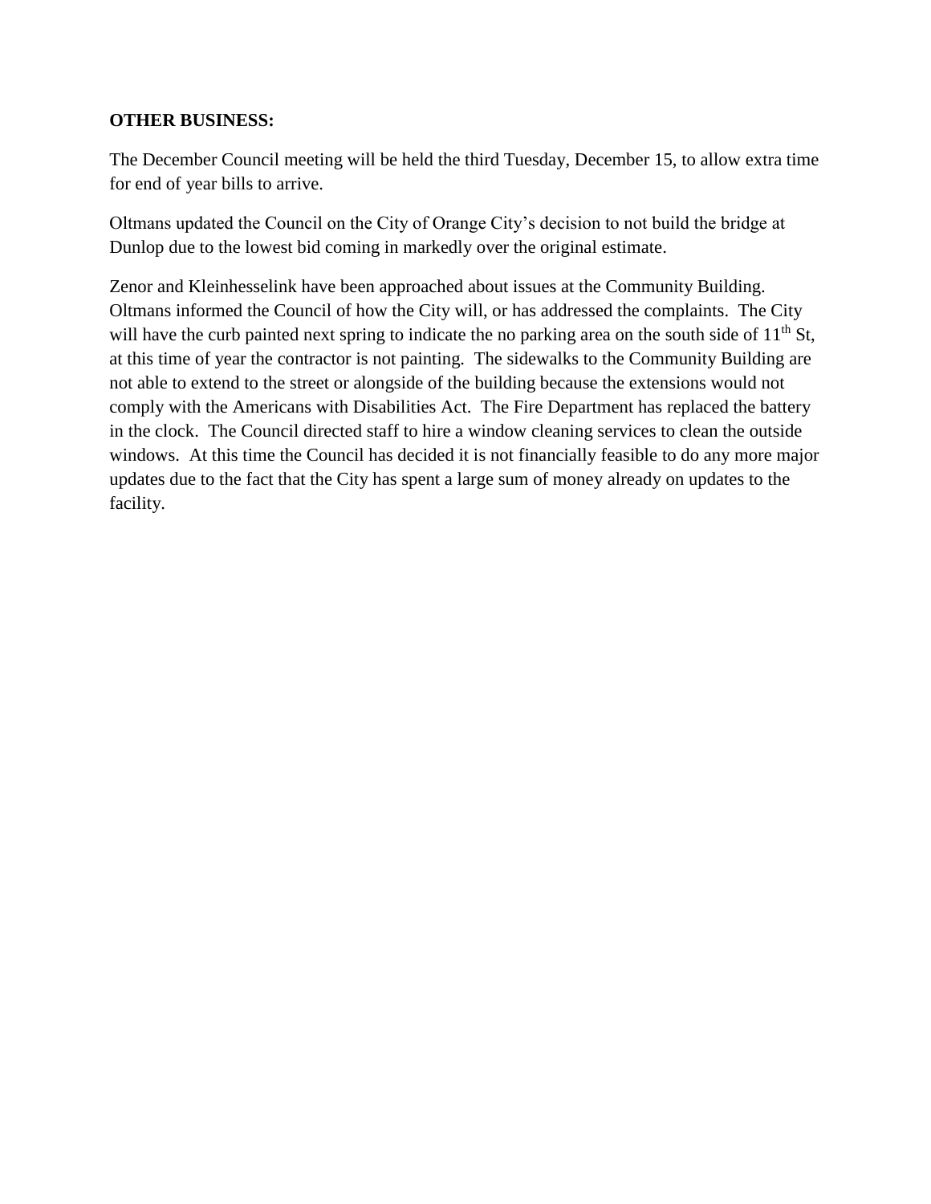**OTHER BUSINESS:**

The December Council meeting will be held the third Tuesday, December 15, to allow extra time for end of year bills to arrive.

Oltmans updated the Council on the City of Orange City's decision to not build the bridge at Dunlop due to the lowest bid coming in markedly over the original estimate.

Zenor and Kleinhesselink have been approached about issues at the Community Building. Oltmans informed the Council of how the City will, or has addressed the complaints. The City will have the curb painted next spring to indicate the no parking area on the south side of 11th St, at this time of year the contractor is not painting. The sidewalks to the Community Building are not able to extend to the street or alongside of the building because the extensions would not comply with the Americans with Disabilities Act. The Fire Department has replaced the battery in the clock. The Council directed staff to hire a window cleaning services to clean the outside windows. At this time the Council has decided it is not financially feasible to do any more major updates due to the fact that the City has spent a large sum of money already on updates to the facility.